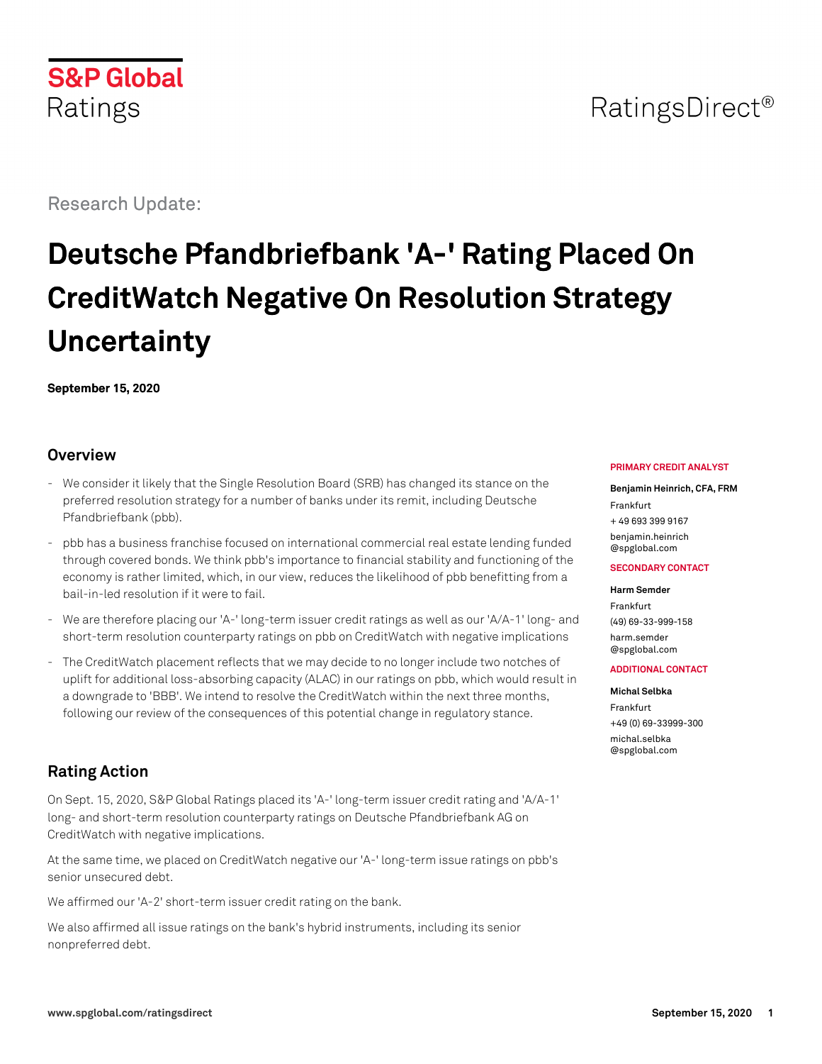S&P Global Ratings

RatingsDirect®

Research Update:

# Deutsche Pfandbriefbank 'A-' Rating Placed On CreditWatch Negative On Resolution Strategy Uncertainty

**September 15, 2020**

## Overview

- We consider it likely that the Single Resolution Board (SRB) has changed its stance on the preferred resolution strategy for a number of banks under its remit, including Deutsche Pfandbriefbank (pbb).
- pbb has a business franchise focused on international commercial real estate lending funded through covered bonds. We think pbb's importance to financial stability and functioning of the economy is rather limited, which, in our view, reduces the likelihood of pbb benefitting from a bail-in-led resolution if it were to fail.
- We are therefore placing our 'A-' long-term issuer credit ratings as well as our 'A/A-1' long- and short-term resolution counterparty ratings on pbb on CreditWatch with negative implications
- The CreditWatch placement reflects that we may decide to no longer include two notches of uplift for additional loss-absorbing capacity (ALAC) in our ratings on pbb, which would result in a downgrade to 'BBB'. We intend to resolve the CreditWatch within the next three months, following our review of the consequences of this potential change in regulatory stance.

**PRIMARY CREDIT ANALYST**

**Benjamin Heinrich, CFA, FRM**
Frankfurt
+ 49 693 399 9167
benjamin.heinrich
@spglobal.com

**SECONDARY CONTACT**

**Harm Semder**
Frankfurt
(49) 69-33-999-158
harm.semder
@spglobal.com

**ADDITIONAL CONTACT**

**Michal Selbka**
Frankfurt
+49 (0) 69-33999-300
michal.selbka
@spglobal.com

## Rating Action

On Sept. 15, 2020, S&P Global Ratings placed its 'A-' long-term issuer credit rating and 'A/A-1' long- and short-term resolution counterparty ratings on Deutsche Pfandbriefbank AG on CreditWatch with negative implications.

At the same time, we placed on CreditWatch negative our 'A-' long-term issue ratings on pbb's senior unsecured debt.

We affirmed our 'A-2' short-term issuer credit rating on the bank.

We also affirmed all issue ratings on the bank's hybrid instruments, including its senior nonpreferred debt.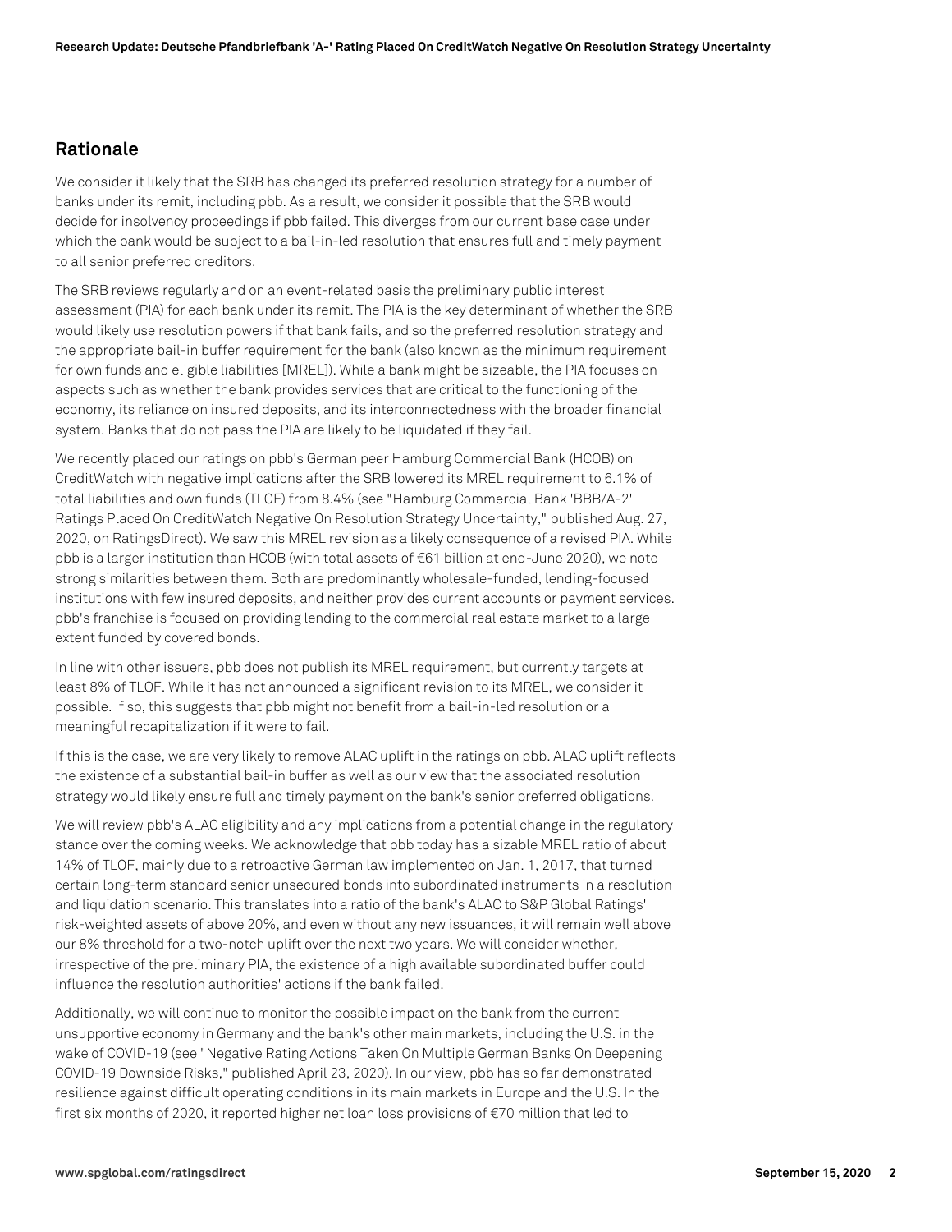## Rationale

We consider it likely that the SRB has changed its preferred resolution strategy for a number of banks under its remit, including pbb. As a result, we consider it possible that the SRB would decide for insolvency proceedings if pbb failed. This diverges from our current base case under which the bank would be subject to a bail-in-led resolution that ensures full and timely payment to all senior preferred creditors.

The SRB reviews regularly and on an event-related basis the preliminary public interest assessment (PIA) for each bank under its remit. The PIA is the key determinant of whether the SRB would likely use resolution powers if that bank fails, and so the preferred resolution strategy and the appropriate bail-in buffer requirement for the bank (also known as the minimum requirement for own funds and eligible liabilities [MREL]). While a bank might be sizeable, the PIA focuses on aspects such as whether the bank provides services that are critical to the functioning of the economy, its reliance on insured deposits, and its interconnectedness with the broader financial system. Banks that do not pass the PIA are likely to be liquidated if they fail.

We recently placed our ratings on pbb's German peer Hamburg Commercial Bank (HCOB) on CreditWatch with negative implications after the SRB lowered its MREL requirement to 6.1% of total liabilities and own funds (TLOF) from 8.4% (see "Hamburg Commercial Bank 'BBB/A-2' Ratings Placed On CreditWatch Negative On Resolution Strategy Uncertainty," published Aug. 27, 2020, on RatingsDirect). We saw this MREL revision as a likely consequence of a revised PIA. While pbb is a larger institution than HCOB (with total assets of €61 billion at end-June 2020), we note strong similarities between them. Both are predominantly wholesale-funded, lending-focused institutions with few insured deposits, and neither provides current accounts or payment services. pbb's franchise is focused on providing lending to the commercial real estate market to a large extent funded by covered bonds.

In line with other issuers, pbb does not publish its MREL requirement, but currently targets at least 8% of TLOF. While it has not announced a significant revision to its MREL, we consider it possible. If so, this suggests that pbb might not benefit from a bail-in-led resolution or a meaningful recapitalization if it were to fail.

If this is the case, we are very likely to remove ALAC uplift in the ratings on pbb. ALAC uplift reflects the existence of a substantial bail-in buffer as well as our view that the associated resolution strategy would likely ensure full and timely payment on the bank's senior preferred obligations.

We will review pbb's ALAC eligibility and any implications from a potential change in the regulatory stance over the coming weeks. We acknowledge that pbb today has a sizable MREL ratio of about 14% of TLOF, mainly due to a retroactive German law implemented on Jan. 1, 2017, that turned certain long-term standard senior unsecured bonds into subordinated instruments in a resolution and liquidation scenario. This translates into a ratio of the bank's ALAC to S&P Global Ratings' risk-weighted assets of above 20%, and even without any new issuances, it will remain well above our 8% threshold for a two-notch uplift over the next two years. We will consider whether, irrespective of the preliminary PIA, the existence of a high available subordinated buffer could influence the resolution authorities' actions if the bank failed.

Additionally, we will continue to monitor the possible impact on the bank from the current unsupportive economy in Germany and the bank's other main markets, including the U.S. in the wake of COVID-19 (see "Negative Rating Actions Taken On Multiple German Banks On Deepening COVID-19 Downside Risks," published April 23, 2020). In our view, pbb has so far demonstrated resilience against difficult operating conditions in its main markets in Europe and the U.S. In the first six months of 2020, it reported higher net loan loss provisions of €70 million that led to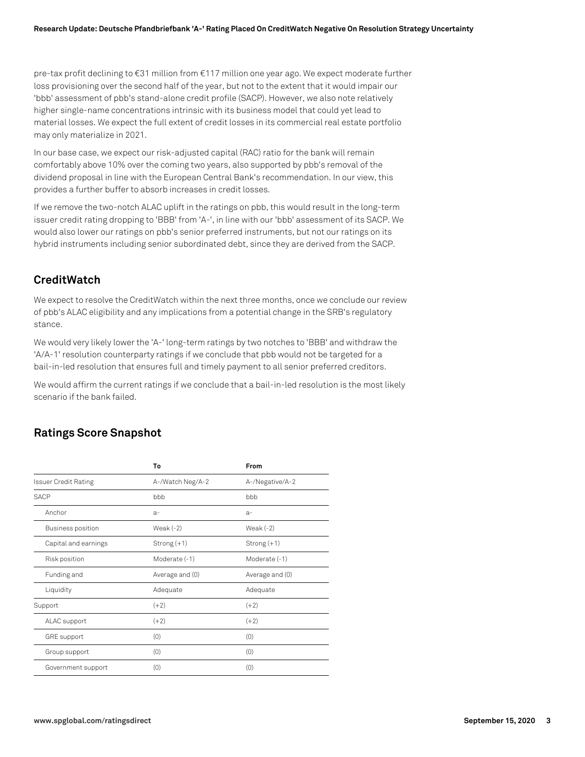pre-tax profit declining to €31 million from €117 million one year ago. We expect moderate further loss provisioning over the second half of the year, but not to the extent that it would impair our 'bbb' assessment of pbb's stand-alone credit profile (SACP). However, we also note relatively higher single-name concentrations intrinsic with its business model that could yet lead to material losses. We expect the full extent of credit losses in its commercial real estate portfolio may only materialize in 2021.

In our base case, we expect our risk-adjusted capital (RAC) ratio for the bank will remain comfortably above 10% over the coming two years, also supported by pbb's removal of the dividend proposal in line with the European Central Bank's recommendation. In our view, this provides a further buffer to absorb increases in credit losses.

If we remove the two-notch ALAC uplift in the ratings on pbb, this would result in the long-term issuer credit rating dropping to 'BBB' from 'A-', in line with our 'bbb' assessment of its SACP. We would also lower our ratings on pbb's senior preferred instruments, but not our ratings on its hybrid instruments including senior subordinated debt, since they are derived from the SACP.

## CreditWatch

We expect to resolve the CreditWatch within the next three months, once we conclude our review of pbb's ALAC eligibility and any implications from a potential change in the SRB's regulatory stance.

We would very likely lower the 'A-' long-term ratings by two notches to 'BBB' and withdraw the 'A/A-1' resolution counterparty ratings if we conclude that pbb would not be targeted for a bail-in-led resolution that ensures full and timely payment to all senior preferred creditors.

We would affirm the current ratings if we conclude that a bail-in-led resolution is the most likely scenario if the bank failed.

## Ratings Score Snapshot

| | To | From |
|---|---|---|
| Issuer Credit Rating | A-/Watch Neg/A-2 | A-/Negative/A-2 |
| SACP | bbb | bbb |
| Anchor | a- | a- |
| Business position | Weak (-2) | Weak (-2) |
| Capital and earnings | Strong (+1) | Strong (+1) |
| Risk position | Moderate (-1) | Moderate (-1) |
| Funding and | Average and (0) | Average and (0) |
| Liquidity | Adequate | Adequate |
| Support | (+2) | (+2) |
| ALAC support | (+2) | (+2) |
| GRE support | (0) | (0) |
| Group support | (0) | (0) |
| Government support | (0) | (0) |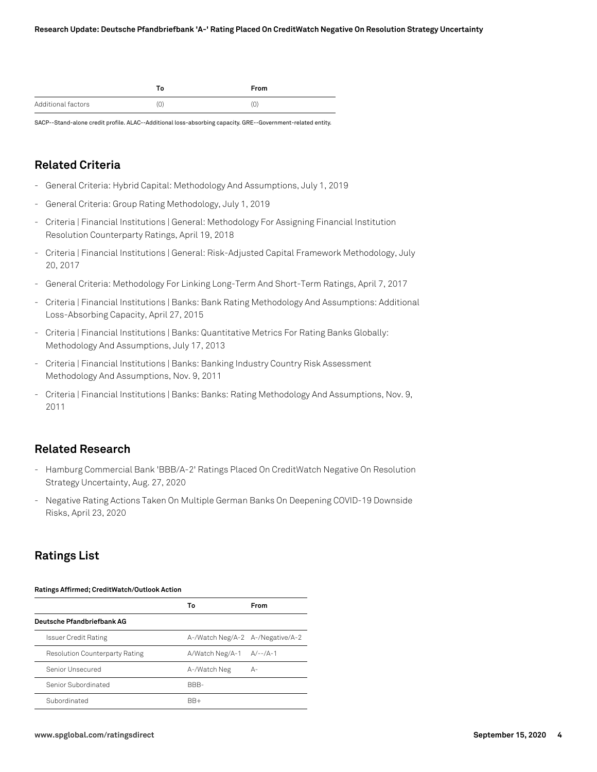| | To | From |
|---|---|---|
| Additional factors | (0) | (0) |

SACP--Stand-alone credit profile. ALAC--Additional loss-absorbing capacity. GRE--Government-related entity.

## Related Criteria

- General Criteria: Hybrid Capital: Methodology And Assumptions, July 1, 2019
- General Criteria: Group Rating Methodology, July 1, 2019
- Criteria | Financial Institutions | General: Methodology For Assigning Financial Institution Resolution Counterparty Ratings, April 19, 2018
- Criteria | Financial Institutions | General: Risk-Adjusted Capital Framework Methodology, July 20, 2017
- General Criteria: Methodology For Linking Long-Term And Short-Term Ratings, April 7, 2017
- Criteria | Financial Institutions | Banks: Bank Rating Methodology And Assumptions: Additional Loss-Absorbing Capacity, April 27, 2015
- Criteria | Financial Institutions | Banks: Quantitative Metrics For Rating Banks Globally: Methodology And Assumptions, July 17, 2013
- Criteria | Financial Institutions | Banks: Banking Industry Country Risk Assessment Methodology And Assumptions, Nov. 9, 2011
- Criteria | Financial Institutions | Banks: Banks: Rating Methodology And Assumptions, Nov. 9, 2011

## Related Research

- Hamburg Commercial Bank 'BBB/A-2' Ratings Placed On CreditWatch Negative On Resolution Strategy Uncertainty, Aug. 27, 2020
- Negative Rating Actions Taken On Multiple German Banks On Deepening COVID-19 Downside Risks, April 23, 2020

## Ratings List

**Ratings Affirmed; CreditWatch/Outlook Action**

| | To | From |
|---|---|---|
| **Deutsche Pfandbriefbank AG** | | |
| Issuer Credit Rating | A-/Watch Neg/A-2 | A-/Negative/A-2 |
| Resolution Counterparty Rating | A/Watch Neg/A-1 | A/--/A-1 |
| Senior Unsecured | A-/Watch Neg | A- |
| Senior Subordinated | BBB- | |
| Subordinated | BB+ | |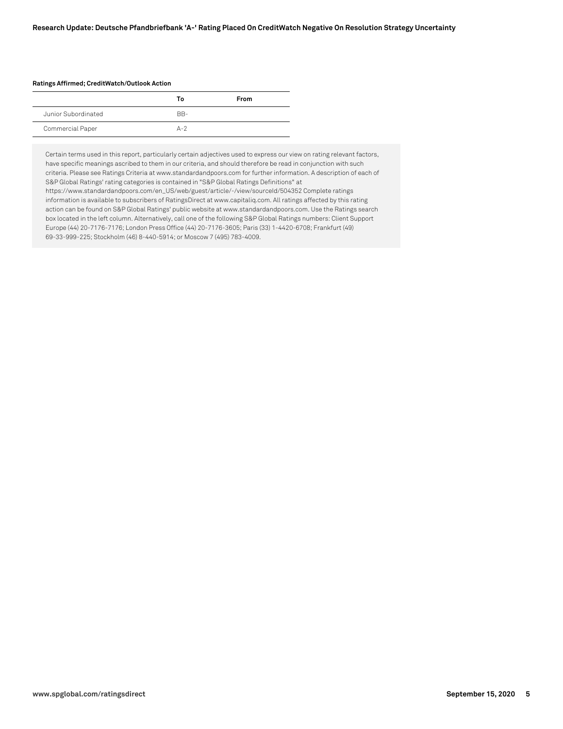**Ratings Affirmed; CreditWatch/Outlook Action**

| | To | From |
|---|---|---|
| Junior Subordinated | BB- | |
| Commercial Paper | A-2 | |

Certain terms used in this report, particularly certain adjectives used to express our view on rating relevant factors, have specific meanings ascribed to them in our criteria, and should therefore be read in conjunction with such criteria. Please see Ratings Criteria at www.standardandpoors.com for further information. A description of each of S&P Global Ratings' rating categories is contained in "S&P Global Ratings Definitions" at https://www.standardandpoors.com/en_US/web/guest/article/-/view/sourceId/504352 Complete ratings information is available to subscribers of RatingsDirect at www.capitaliq.com. All ratings affected by this rating action can be found on S&P Global Ratings' public website at www.standardandpoors.com. Use the Ratings search box located in the left column. Alternatively, call one of the following S&P Global Ratings numbers: Client Support Europe (44) 20-7176-7176; London Press Office (44) 20-7176-3605; Paris (33) 1-4420-6708; Frankfurt (49) 69-33-999-225; Stockholm (46) 8-440-5914; or Moscow 7 (495) 783-4009.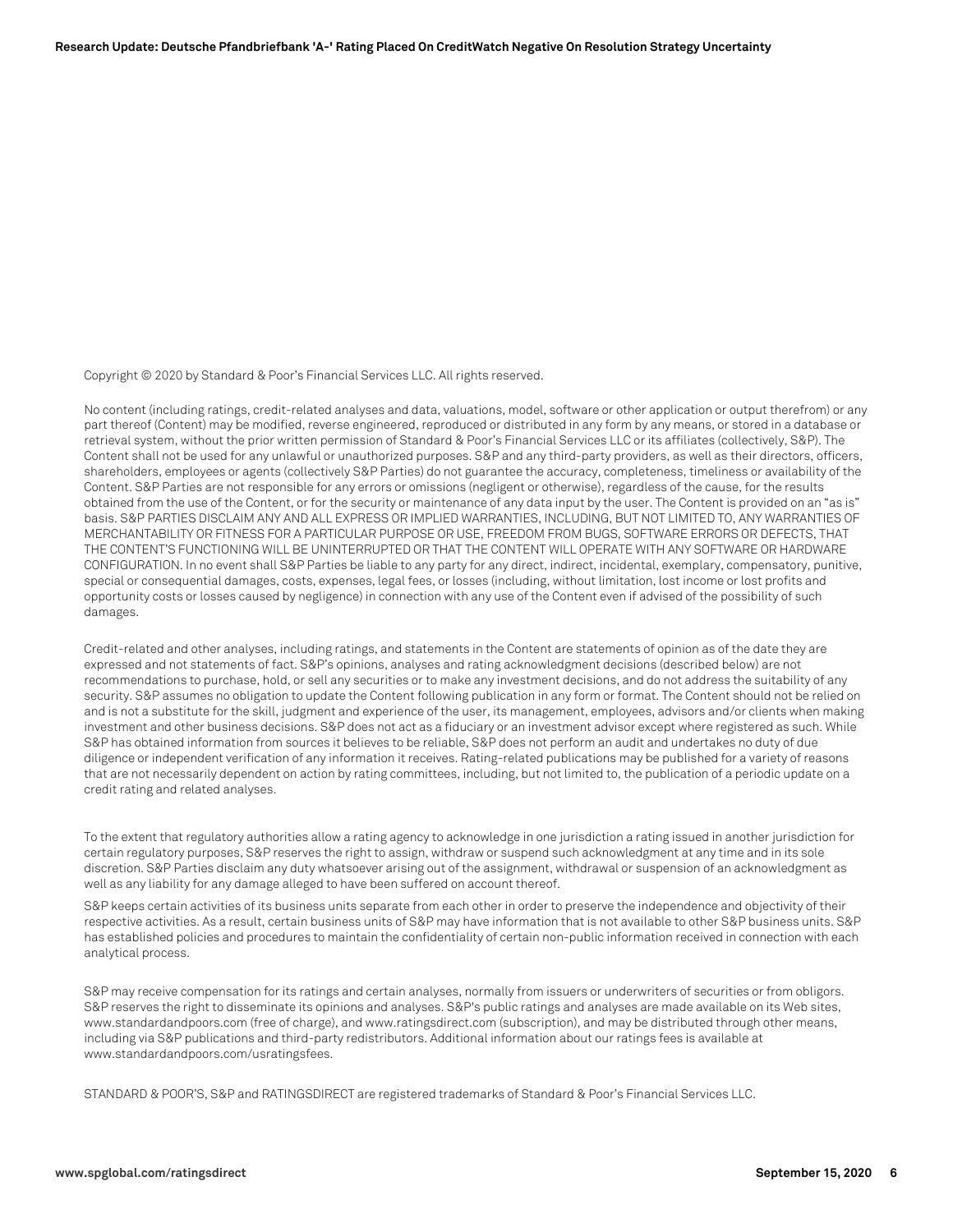Copyright © 2020 by Standard & Poor's Financial Services LLC. All rights reserved.

No content (including ratings, credit-related analyses and data, valuations, model, software or other application or output therefrom) or any part thereof (Content) may be modified, reverse engineered, reproduced or distributed in any form by any means, or stored in a database or retrieval system, without the prior written permission of Standard & Poor's Financial Services LLC or its affiliates (collectively, S&P). The Content shall not be used for any unlawful or unauthorized purposes. S&P and any third-party providers, as well as their directors, officers, shareholders, employees or agents (collectively S&P Parties) do not guarantee the accuracy, completeness, timeliness or availability of the Content. S&P Parties are not responsible for any errors or omissions (negligent or otherwise), regardless of the cause, for the results obtained from the use of the Content, or for the security or maintenance of any data input by the user. The Content is provided on an "as is" basis. S&P PARTIES DISCLAIM ANY AND ALL EXPRESS OR IMPLIED WARRANTIES, INCLUDING, BUT NOT LIMITED TO, ANY WARRANTIES OF MERCHANTABILITY OR FITNESS FOR A PARTICULAR PURPOSE OR USE, FREEDOM FROM BUGS, SOFTWARE ERRORS OR DEFECTS, THAT THE CONTENT'S FUNCTIONING WILL BE UNINTERRUPTED OR THAT THE CONTENT WILL OPERATE WITH ANY SOFTWARE OR HARDWARE CONFIGURATION. In no event shall S&P Parties be liable to any party for any direct, indirect, incidental, exemplary, compensatory, punitive, special or consequential damages, costs, expenses, legal fees, or losses (including, without limitation, lost income or lost profits and opportunity costs or losses caused by negligence) in connection with any use of the Content even if advised of the possibility of such damages.

Credit-related and other analyses, including ratings, and statements in the Content are statements of opinion as of the date they are expressed and not statements of fact. S&P's opinions, analyses and rating acknowledgment decisions (described below) are not recommendations to purchase, hold, or sell any securities or to make any investment decisions, and do not address the suitability of any security. S&P assumes no obligation to update the Content following publication in any form or format. The Content should not be relied on and is not a substitute for the skill, judgment and experience of the user, its management, employees, advisors and/or clients when making investment and other business decisions. S&P does not act as a fiduciary or an investment advisor except where registered as such. While S&P has obtained information from sources it believes to be reliable, S&P does not perform an audit and undertakes no duty of due diligence or independent verification of any information it receives. Rating-related publications may be published for a variety of reasons that are not necessarily dependent on action by rating committees, including, but not limited to, the publication of a periodic update on a credit rating and related analyses.

To the extent that regulatory authorities allow a rating agency to acknowledge in one jurisdiction a rating issued in another jurisdiction for certain regulatory purposes, S&P reserves the right to assign, withdraw or suspend such acknowledgment at any time and in its sole discretion. S&P Parties disclaim any duty whatsoever arising out of the assignment, withdrawal or suspension of an acknowledgment as well as any liability for any damage alleged to have been suffered on account thereof.

S&P keeps certain activities of its business units separate from each other in order to preserve the independence and objectivity of their respective activities. As a result, certain business units of S&P may have information that is not available to other S&P business units. S&P has established policies and procedures to maintain the confidentiality of certain non-public information received in connection with each analytical process.

S&P may receive compensation for its ratings and certain analyses, normally from issuers or underwriters of securities or from obligors. S&P reserves the right to disseminate its opinions and analyses. S&P's public ratings and analyses are made available on its Web sites, www.standardandpoors.com (free of charge), and www.ratingsdirect.com (subscription), and may be distributed through other means, including via S&P publications and third-party redistributors. Additional information about our ratings fees is available at www.standardandpoors.com/usratingsfees.

STANDARD & POOR'S, S&P and RATINGSDIRECT are registered trademarks of Standard & Poor's Financial Services LLC.